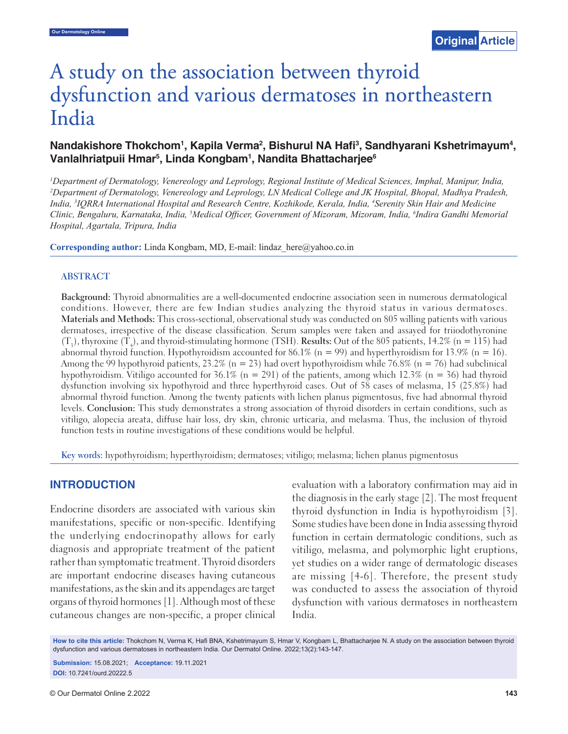Original Article

# A study on the association between thyroid dysfunction and various dermatoses in northeastern India

**Nandakishore Thokchom[1], Kapila Verma[2], Bishurul NA Hafi[3], Sandhyarani Kshetrimayum[4], Vanlalhriatpuii Hmar[5], Linda Kongbam[1], Nandita Bhattacharjee[6]**

*[1]Department of Dermatology, Venereology and Leprology, Regional Institute of Medical Sciences, Imphal, Manipur, India, [2]Department of Dermatology, Venereology and Leprology, LN Medical College and JK Hospital, Bhopal, Madhya Pradesh, India, [3]IQRRA International Hospital and Research Centre, Kozhikode, Kerala, India, [4]Serenity Skin Hair and Medicine Clinic, Bengaluru, Karnataka, India, [5]Medical Officer, Government of Mizoram, Mizoram, India, [6]Indira Gandhi Memorial Hospital, Agartala, Tripura, India*

**Corresponding author:** Linda Kongbam, MD, E-mail: lindaz_here@yahoo.co.in

## ABSTRACT

**Background:** Thyroid abnormalities are a well-documented endocrine association seen in numerous dermatological conditions. However, there are few Indian studies analyzing the thyroid status in various dermatoses. **Materials and Methods:** This cross-sectional, observational study was conducted on 805 willing patients with various dermatoses, irrespective of the disease classification. Serum samples were taken and assayed for triiodothyronine ($T_3$), thyroxine ($T_4$), and thyroid-stimulating hormone (TSH). **Results:** Out of the 805 patients, 14.2% (n = 115) had abnormal thyroid function. Hypothyroidism accounted for 86.1% (n = 99) and hyperthyroidism for 13.9% (n = 16). Among the 99 hypothyroid patients, 23.2% (n = 23) had overt hypothyroidism while 76.8% (n = 76) had subclinical hypothyroidism. Vitiligo accounted for 36.1% (n = 291) of the patients, among which 12.3% (n = 36) had thyroid dysfunction involving six hypothyroid and three hyperthyroid cases. Out of 58 cases of melasma, 15 (25.8%) had abnormal thyroid function. Among the twenty patients with lichen planus pigmentosus, five had abnormal thyroid levels. **Conclusion:** This study demonstrates a strong association of thyroid disorders in certain conditions, such as vitiligo, alopecia areata, diffuse hair loss, dry skin, chronic urticaria, and melasma. Thus, the inclusion of thyroid function tests in routine investigations of these conditions would be helpful.

**Key words:** hypothyroidism; hyperthyroidism; dermatoses; vitiligo; melasma; lichen planus pigmentosus

## INTRODUCTION

Endocrine disorders are associated with various skin manifestations, specific or non-specific. Identifying the underlying endocrinopathy allows for early diagnosis and appropriate treatment of the patient rather than symptomatic treatment. Thyroid disorders are important endocrine diseases having cutaneous manifestations, as the skin and its appendages are target organs of thyroid hormones [1]. Although most of these cutaneous changes are non-specific, a proper clinical evaluation with a laboratory confirmation may aid in the diagnosis in the early stage [2]. The most frequent thyroid dysfunction in India is hypothyroidism [3]. Some studies have been done in India assessing thyroid function in certain dermatologic conditions, such as vitiligo, melasma, and polymorphic light eruptions, yet studies on a wider range of dermatologic diseases are missing [4-6]. Therefore, the present study was conducted to assess the association of thyroid dysfunction with various dermatoses in northeastern India.

**How to cite this article:** Thokchom N, Verma K, Hafi BNA, Kshetrimayum S, Hmar V, Kongbam L, Bhattacharjee N. A study on the association between thyroid dysfunction and various dermatoses in northeastern India. Our Dermatol Online. 2022;13(2):143-147.

**Submission:** 15.08.2021; **Acceptance:** 19.11.2021

**DOI:** 10.7241/ourd.20222.5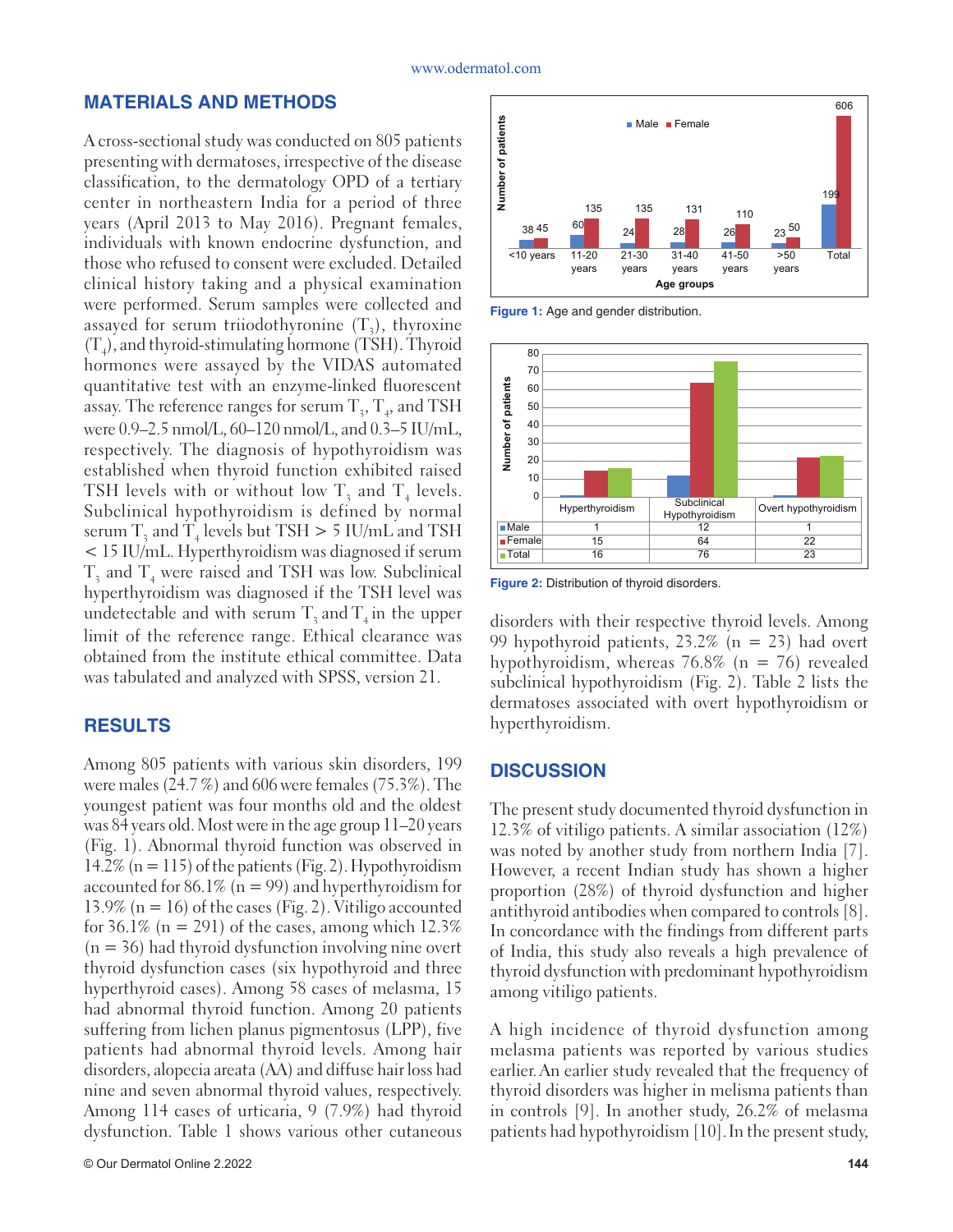## MATERIALS AND METHODS

A cross-sectional study was conducted on 805 patients presenting with dermatoses, irrespective of the disease classification, to the dermatology OPD of a tertiary center in northeastern India for a period of three years (April 2013 to May 2016). Pregnant females, individuals with known endocrine dysfunction, and those who refused to consent were excluded. Detailed clinical history taking and a physical examination were performed. Serum samples were collected and assayed for serum triiodothyronine ($T_3$), thyroxine ($T_4$), and thyroid-stimulating hormone (TSH). Thyroid hormones were assayed by the VIDAS automated quantitative test with an enzyme-linked fluorescent assay. The reference ranges for serum $T_3$, $T_4$, and TSH were 0.9–2.5 nmol/L, 60–120 nmol/L, and 0.3–5 IU/mL, respectively. The diagnosis of hypothyroidism was established when thyroid function exhibited raised TSH levels with or without low $T_3$ and $T_4$ levels. Subclinical hypothyroidism is defined by normal serum $T_3$ and $T_4$ levels but TSH > 5 IU/mL and TSH < 15 IU/mL. Hyperthyroidism was diagnosed if serum $T_3$ and $T_4$ were raised and TSH was low. Subclinical hyperthyroidism was diagnosed if the TSH level was undetectable and with serum $T_3$ and $T_4$ in the upper limit of the reference range. Ethical clearance was obtained from the institute ethical committee. Data was tabulated and analyzed with SPSS, version 21.

## RESULTS

Among 805 patients with various skin disorders, 199 were males (24.7 %) and 606 were females (75.3%). The youngest patient was four months old and the oldest was 84 years old. Most were in the age group 11–20 years (Fig. 1). Abnormal thyroid function was observed in 14.2% (n = 115) of the patients (Fig. 2). Hypothyroidism accounted for 86.1% (n = 99) and hyperthyroidism for 13.9% (n = 16) of the cases (Fig. 2). Vitiligo accounted for 36.1% (n = 291) of the cases, among which 12.3% (n = 36) had thyroid dysfunction involving nine overt thyroid dysfunction cases (six hypothyroid and three hyperthyroid cases). Among 58 cases of melasma, 15 had abnormal thyroid function. Among 20 patients suffering from lichen planus pigmentosus (LPP), five patients had abnormal thyroid levels. Among hair disorders, alopecia areata (AA) and diffuse hair loss had nine and seven abnormal thyroid values, respectively. Among 114 cases of urticaria, 9 (7.9%) had thyroid dysfunction. Table 1 shows various other cutaneous disorders with their respective thyroid levels. Among 99 hypothyroid patients, 23.2% (n = 23) had overt hypothyroidism, whereas 76.8% (n = 76) revealed subclinical hypothyroidism (Fig. 2). Table 2 lists the dermatoses associated with overt hypothyroidism or hyperthyroidism.

| Age groups | Male | Female |
|---|---|---|
| <10 years | 38 | 45 |
| 11-20 years | 60 | 135 |
| 21-30 years | 24 | 135 |
| 31-40 years | 28 | 131 |
| 41-50 years | 26 | 110 |
| >50 years | 23 | 50 |
| Total | 199 | 606 |

**Figure 1:** Age and gender distribution.

| | Hyperthyroidism | Subclinical Hypothyroidism | Overt hypothyroidism |
|---|---|---|---|
| Male | 1 | 12 | 1 |
| Female | 15 | 64 | 22 |
| Total | 16 | 76 | 23 |

**Figure 2:** Distribution of thyroid disorders.

## DISCUSSION

The present study documented thyroid dysfunction in 12.3% of vitiligo patients. A similar association (12%) was noted by another study from northern India [7]. However, a recent Indian study has shown a higher proportion (28%) of thyroid dysfunction and higher antithyroid antibodies when compared to controls [8]. In concordance with the findings from different parts of India, this study also reveals a high prevalence of thyroid dysfunction with predominant hypothyroidism among vitiligo patients.

A high incidence of thyroid dysfunction among melasma patients was reported by various studies earlier. An earlier study revealed that the frequency of thyroid disorders was higher in melisma patients than in controls [9]. In another study, 26.2% of melasma patients had hypothyroidism [10]. In the present study,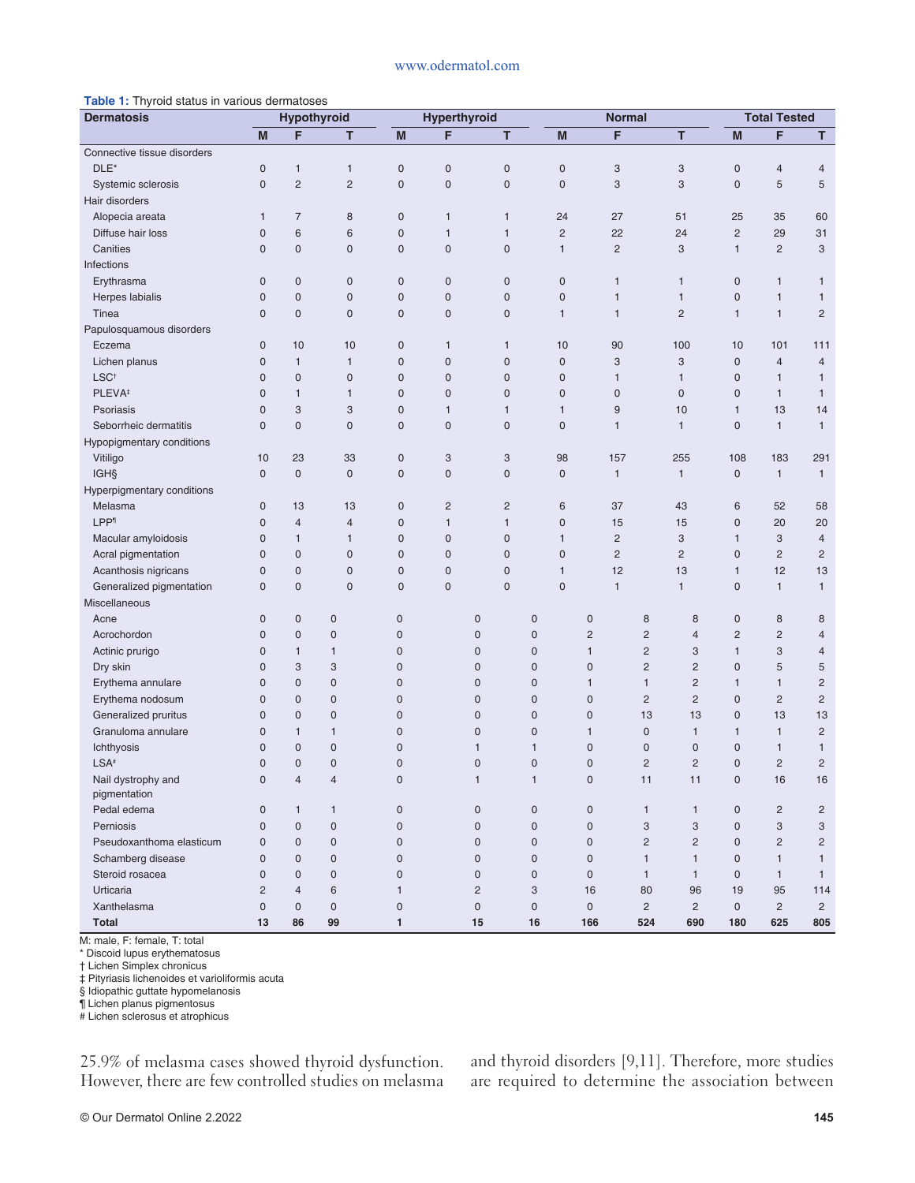**Table 1:** Thyroid status in various dermatoses

| Dermatosis | Hypothyroid | | | Hyperthyroid | | | Normal | | | Total Tested | | |
|---|---|---|---|---|---|---|---|---|---|---|---|---|
| | M | F | T | M | F | T | M | F | T | M | F | T |
| Connective tissue disorders | | | | | | | | | | | | |
| DLE* | 0 | 1 | 1 | 0 | 0 | 0 | 0 | 3 | 3 | 0 | 4 | 4 |
| Systemic sclerosis | 0 | 2 | 2 | 0 | 0 | 0 | 0 | 3 | 3 | 0 | 5 | 5 |
| Hair disorders | | | | | | | | | | | | |
| Alopecia areata | 1 | 7 | 8 | 0 | 1 | 1 | 24 | 27 | 51 | 25 | 35 | 60 |
| Diffuse hair loss | 0 | 6 | 6 | 0 | 1 | 1 | 2 | 22 | 24 | 2 | 29 | 31 |
| Canities | 0 | 0 | 0 | 0 | 0 | 0 | 1 | 2 | 3 | 1 | 2 | 3 |
| Infections | | | | | | | | | | | | |
| Erythrasma | 0 | 0 | 0 | 0 | 0 | 0 | 0 | 1 | 1 | 0 | 1 | 1 |
| Herpes labialis | 0 | 0 | 0 | 0 | 0 | 0 | 0 | 1 | 1 | 0 | 1 | 1 |
| Tinea | 0 | 0 | 0 | 0 | 0 | 0 | 1 | 1 | 2 | 1 | 1 | 2 |
| Papulosquamous disorders | | | | | | | | | | | | |
| Eczema | 0 | 10 | 10 | 0 | 1 | 1 | 10 | 90 | 100 | 10 | 101 | 111 |
| Lichen planus | 0 | 1 | 1 | 0 | 0 | 0 | 0 | 3 | 3 | 0 | 4 | 4 |
| LSC† | 0 | 0 | 0 | 0 | 0 | 0 | 0 | 1 | 1 | 0 | 1 | 1 |
| PLEVA‡ | 0 | 1 | 1 | 0 | 0 | 0 | 0 | 0 | 0 | 0 | 1 | 1 |
| Psoriasis | 0 | 3 | 3 | 0 | 1 | 1 | 1 | 9 | 10 | 1 | 13 | 14 |
| Seborrheic dermatitis | 0 | 0 | 0 | 0 | 0 | 0 | 0 | 1 | 1 | 0 | 1 | 1 |
| Hypopigmentary conditions | | | | | | | | | | | | |
| Vitiligo | 10 | 23 | 33 | 0 | 3 | 3 | 98 | 157 | 255 | 108 | 183 | 291 |
| IGH§ | 0 | 0 | 0 | 0 | 0 | 0 | 0 | 1 | 1 | 0 | 1 | 1 |
| Hyperpigmentary conditions | | | | | | | | | | | | |
| Melasma | 0 | 13 | 13 | 0 | 2 | 2 | 6 | 37 | 43 | 6 | 52 | 58 |
| LPP¶ | 0 | 4 | 4 | 0 | 1 | 1 | 0 | 15 | 15 | 0 | 20 | 20 |
| Macular amyloidosis | 0 | 1 | 1 | 0 | 0 | 0 | 1 | 2 | 3 | 1 | 3 | 4 |
| Acral pigmentation | 0 | 0 | 0 | 0 | 0 | 0 | 0 | 2 | 2 | 0 | 2 | 2 |
| Acanthosis nigricans | 0 | 0 | 0 | 0 | 0 | 0 | 1 | 12 | 13 | 1 | 12 | 13 |
| Generalized pigmentation | 0 | 0 | 0 | 0 | 0 | 0 | 0 | 1 | 1 | 0 | 1 | 1 |
| Miscellaneous | | | | | | | | | | | | |
| Acne | 0 | 0 | 0 | 0 | 0 | 0 | 0 | 8 | 8 | 0 | 8 | 8 |
| Acrochordon | 0 | 0 | 0 | 0 | 0 | 0 | 2 | 2 | 4 | 2 | 2 | 4 |
| Actinic prurigo | 0 | 1 | 1 | 0 | 0 | 0 | 1 | 2 | 3 | 1 | 3 | 4 |
| Dry skin | 0 | 3 | 3 | 0 | 0 | 0 | 0 | 2 | 2 | 0 | 5 | 5 |
| Erythema annulare | 0 | 0 | 0 | 0 | 0 | 0 | 1 | 1 | 2 | 1 | 1 | 2 |
| Erythema nodosum | 0 | 0 | 0 | 0 | 0 | 0 | 0 | 2 | 2 | 0 | 2 | 2 |
| Generalized pruritus | 0 | 0 | 0 | 0 | 0 | 0 | 0 | 13 | 13 | 0 | 13 | 13 |
| Granuloma annulare | 0 | 1 | 1 | 0 | 0 | 0 | 1 | 0 | 1 | 1 | 1 | 2 |
| Ichthyosis | 0 | 0 | 0 | 0 | 1 | 1 | 0 | 0 | 0 | 0 | 1 | 1 |
| LSA# | 0 | 0 | 0 | 0 | 0 | 0 | 0 | 2 | 2 | 0 | 2 | 2 |
| Nail dystrophy and pigmentation | 0 | 4 | 4 | 0 | 1 | 1 | 0 | 11 | 11 | 0 | 16 | 16 |
| Pedal edema | 0 | 1 | 1 | 0 | 0 | 0 | 0 | 1 | 1 | 0 | 2 | 2 |
| Perniosis | 0 | 0 | 0 | 0 | 0 | 0 | 0 | 3 | 3 | 0 | 3 | 3 |
| Pseudoxanthoma elasticum | 0 | 0 | 0 | 0 | 0 | 0 | 0 | 2 | 2 | 0 | 2 | 2 |
| Schamberg disease | 0 | 0 | 0 | 0 | 0 | 0 | 0 | 1 | 1 | 0 | 1 | 1 |
| Steroid rosacea | 0 | 0 | 0 | 0 | 0 | 0 | 0 | 1 | 1 | 0 | 1 | 1 |
| Urticaria | 2 | 4 | 6 | 1 | 2 | 3 | 16 | 80 | 96 | 19 | 95 | 114 |
| Xanthelasma | 0 | 0 | 0 | 0 | 0 | 0 | 0 | 2 | 2 | 0 | 2 | 2 |
| **Total** | **13** | **86** | **99** | **1** | **15** | **16** | **166** | **524** | **690** | **180** | **625** | **805** |

M: male, F: female, T: total
\* Discoid lupus erythematosus
† Lichen Simplex chronicus
‡ Pityriasis lichenoides et varioliformis acuta
§ Idiopathic guttate hypomelanosis
¶ Lichen planus pigmentosus
\# Lichen sclerosus et atrophicus

25.9% of melasma cases showed thyroid dysfunction. However, there are few controlled studies on melasma and thyroid disorders [9,11]. Therefore, more studies are required to determine the association between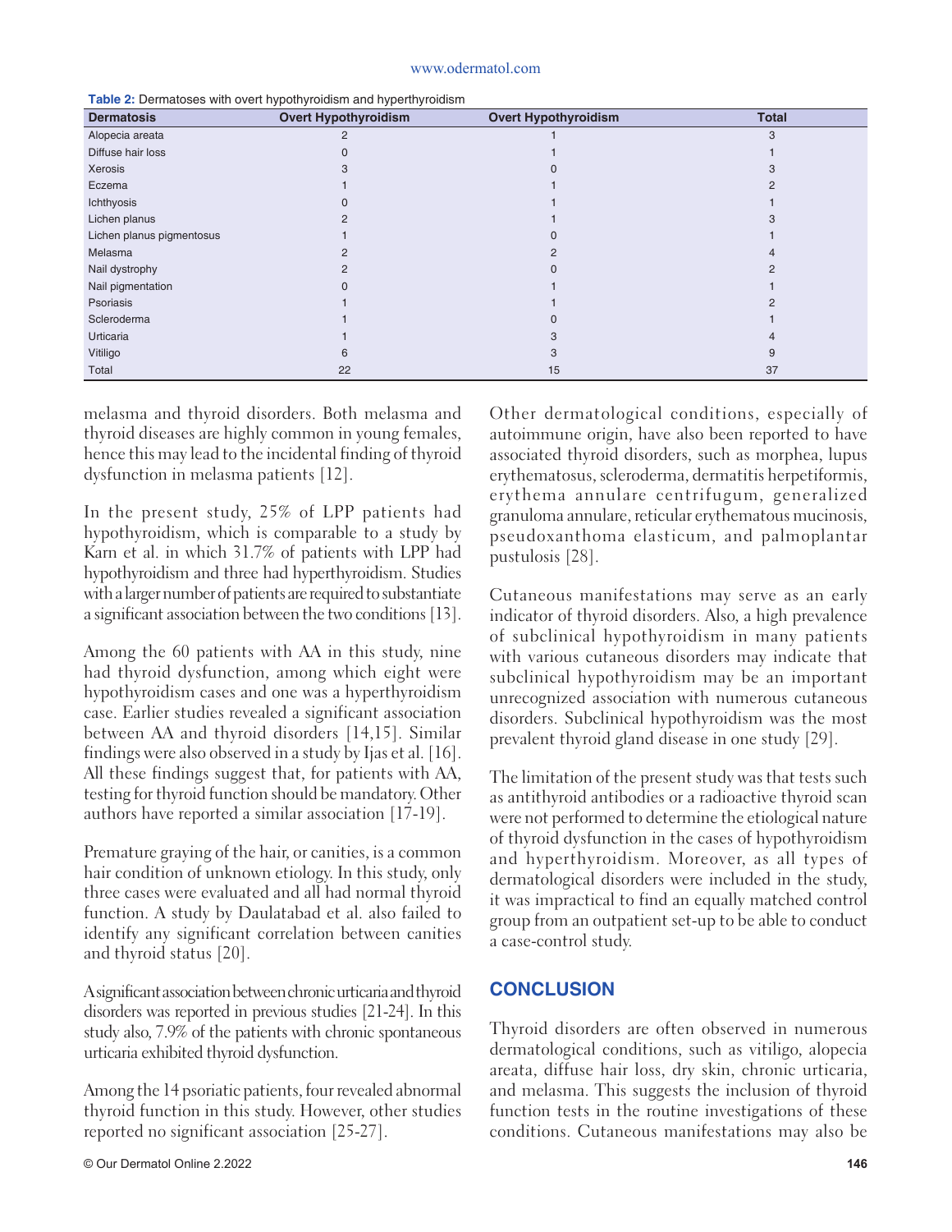**Table 2:** Dermatoses with overt hypothyroidism and hyperthyroidism

| Dermatosis | Overt Hypothyroidism | Overt Hypothyroidism | Total |
|---|---|---|---|
| Alopecia areata | 2 | 1 | 3 |
| Diffuse hair loss | 0 | 1 | 1 |
| Xerosis | 3 | 0 | 3 |
| Eczema | 1 | 1 | 2 |
| Ichthyosis | 0 | 1 | 1 |
| Lichen planus | 2 | 1 | 3 |
| Lichen planus pigmentosus | 1 | 0 | 1 |
| Melasma | 2 | 2 | 4 |
| Nail dystrophy | 2 | 0 | 2 |
| Nail pigmentation | 0 | 1 | 1 |
| Psoriasis | 1 | 1 | 2 |
| Scleroderma | 1 | 0 | 1 |
| Urticaria | 1 | 3 | 4 |
| Vitiligo | 6 | 3 | 9 |
| Total | 22 | 15 | 37 |

melasma and thyroid disorders. Both melasma and thyroid diseases are highly common in young females, hence this may lead to the incidental finding of thyroid dysfunction in melasma patients [12].

In the present study, 25% of LPP patients had hypothyroidism, which is comparable to a study by Karn et al. in which 31.7% of patients with LPP had hypothyroidism and three had hyperthyroidism. Studies with a larger number of patients are required to substantiate a significant association between the two conditions [13].

Among the 60 patients with AA in this study, nine had thyroid dysfunction, among which eight were hypothyroidism cases and one was a hyperthyroidism case. Earlier studies revealed a significant association between AA and thyroid disorders [14,15]. Similar findings were also observed in a study by Ijas et al. [16]. All these findings suggest that, for patients with AA, testing for thyroid function should be mandatory. Other authors have reported a similar association [17-19].

Premature graying of the hair, or canities, is a common hair condition of unknown etiology. In this study, only three cases were evaluated and all had normal thyroid function. A study by Daulatabad et al. also failed to identify any significant correlation between canities and thyroid status [20].

A significant association between chronic urticaria and thyroid disorders was reported in previous studies [21-24]. In this study also, 7.9% of the patients with chronic spontaneous urticaria exhibited thyroid dysfunction.

Among the 14 psoriatic patients, four revealed abnormal thyroid function in this study. However, other studies reported no significant association [25-27].

Other dermatological conditions, especially of autoimmune origin, have also been reported to have associated thyroid disorders, such as morphea, lupus erythematosus, scleroderma, dermatitis herpetiformis, erythema annulare centrifugum, generalized granuloma annulare, reticular erythematous mucinosis, pseudoxanthoma elasticum, and palmoplantar pustulosis [28].

Cutaneous manifestations may serve as an early indicator of thyroid disorders. Also, a high prevalence of subclinical hypothyroidism in many patients with various cutaneous disorders may indicate that subclinical hypothyroidism may be an important unrecognized association with numerous cutaneous disorders. Subclinical hypothyroidism was the most prevalent thyroid gland disease in one study [29].

The limitation of the present study was that tests such as antithyroid antibodies or a radioactive thyroid scan were not performed to determine the etiological nature of thyroid dysfunction in the cases of hypothyroidism and hyperthyroidism. Moreover, as all types of dermatological disorders were included in the study, it was impractical to find an equally matched control group from an outpatient set-up to be able to conduct a case-control study.

## CONCLUSION

Thyroid disorders are often observed in numerous dermatological conditions, such as vitiligo, alopecia areata, diffuse hair loss, dry skin, chronic urticaria, and melasma. This suggests the inclusion of thyroid function tests in the routine investigations of these conditions. Cutaneous manifestations may also be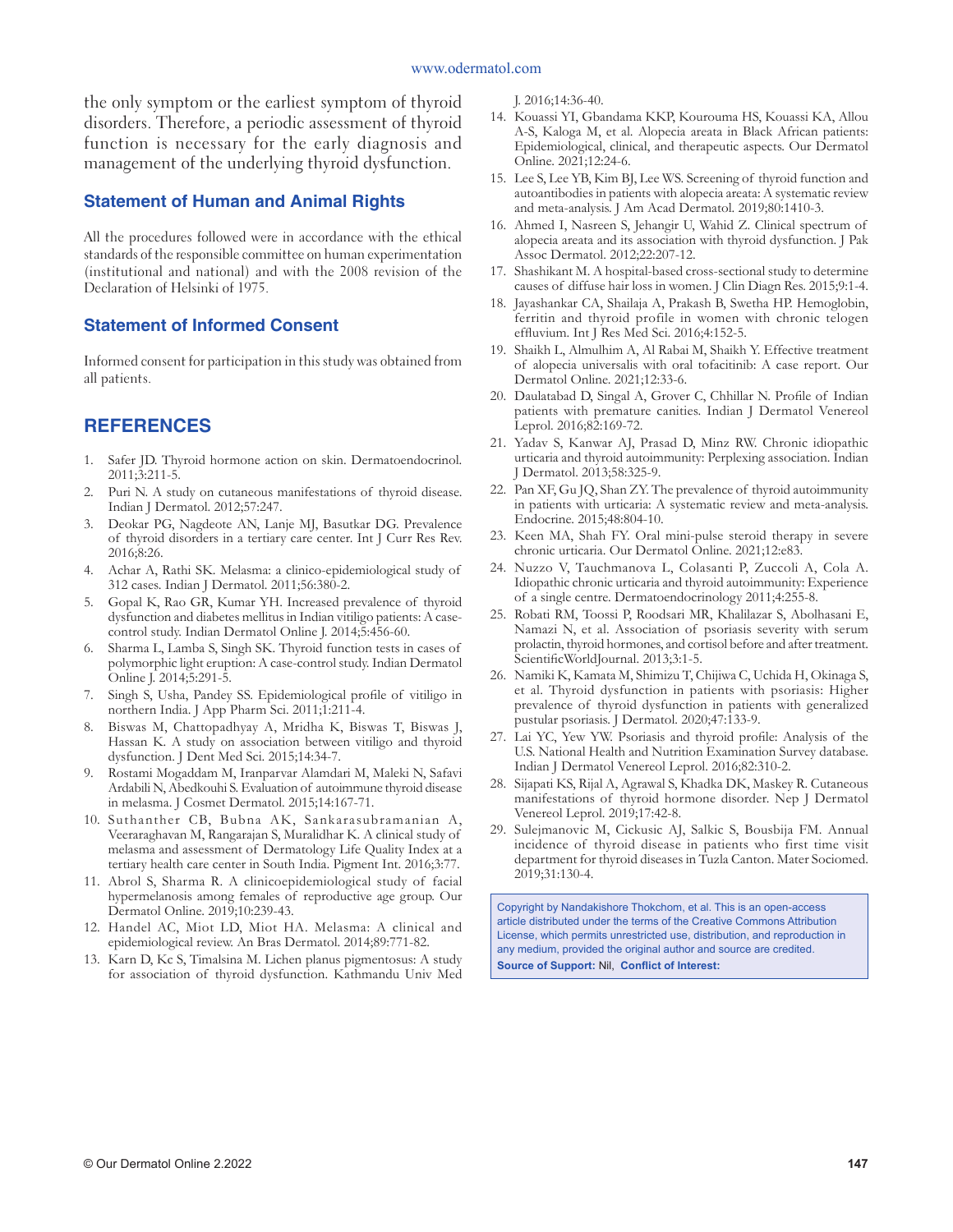the only symptom or the earliest symptom of thyroid disorders. Therefore, a periodic assessment of thyroid function is necessary for the early diagnosis and management of the underlying thyroid dysfunction.

## Statement of Human and Animal Rights

All the procedures followed were in accordance with the ethical standards of the responsible committee on human experimentation (institutional and national) and with the 2008 revision of the Declaration of Helsinki of 1975.

## Statement of Informed Consent

Informed consent for participation in this study was obtained from all patients.

## REFERENCES

1. Safer JD. Thyroid hormone action on skin. Dermatoendocrinol. 2011;3:211-5.
2. Puri N. A study on cutaneous manifestations of thyroid disease. Indian J Dermatol. 2012;57:247.
3. Deokar PG, Nagdeote AN, Lanje MJ, Basutkar DG. Prevalence of thyroid disorders in a tertiary care center. Int J Curr Res Rev. 2016;8:26.
4. Achar A, Rathi SK. Melasma: a clinico-epidemiological study of 312 cases. Indian J Dermatol. 2011;56:380-2.
5. Gopal K, Rao GR, Kumar YH. Increased prevalence of thyroid dysfunction and diabetes mellitus in Indian vitiligo patients: A case-control study. Indian Dermatol Online J. 2014;5:456-60.
6. Sharma L, Lamba S, Singh SK. Thyroid function tests in cases of polymorphic light eruption: A case-control study. Indian Dermatol Online J. 2014;5:291-5.
7. Singh S, Usha, Pandey SS. Epidemiological profile of vitiligo in northern India. J App Pharm Sci. 2011;1:211-4.
8. Biswas M, Chattopadhyay A, Mridha K, Biswas T, Biswas J, Hassan K. A study on association between vitiligo and thyroid dysfunction. J Dent Med Sci. 2015;14:34-7.
9. Rostami Mogaddam M, Iranparvar Alamdari M, Maleki N, Safavi Ardabili N, Abedkouhi S. Evaluation of autoimmune thyroid disease in melasma. J Cosmet Dermatol. 2015;14:167-71.
10. Suthanther CB, Bubna AK, Sankarasubramanian A, Veeraraghavan M, Rangarajan S, Muralidhar K. A clinical study of melasma and assessment of Dermatology Life Quality Index at a tertiary health care center in South India. Pigment Int. 2016;3:77.
11. Abrol S, Sharma R. A clinicoepidemiological study of facial hypermelanosis among females of reproductive age group. Our Dermatol Online. 2019;10:239-43.
12. Handel AC, Miot LD, Miot HA. Melasma: A clinical and epidemiological review. An Bras Dermatol. 2014;89:771-82.
13. Karn D, Kc S, Timalsina M. Lichen planus pigmentosus: A study for association of thyroid dysfunction. Kathmandu Univ Med J. 2016;14:36-40.
14. Kouassi YI, Gbandama KKP, Kourouma HS, Kouassi KA, Allou A-S, Kaloga M, et al. Alopecia areata in Black African patients: Epidemiological, clinical, and therapeutic aspects. Our Dermatol Online. 2021;12:24-6.
15. Lee S, Lee YB, Kim BJ, Lee WS. Screening of thyroid function and autoantibodies in patients with alopecia areata: A systematic review and meta-analysis. J Am Acad Dermatol. 2019;80:1410-3.
16. Ahmed I, Nasreen S, Jehangir U, Wahid Z. Clinical spectrum of alopecia areata and its association with thyroid dysfunction. J Pak Assoc Dermatol. 2012;22:207-12.
17. Shashikant M. A hospital-based cross-sectional study to determine causes of diffuse hair loss in women. J Clin Diagn Res. 2015;9:1-4.
18. Jayashankar CA, Shailaja A, Prakash B, Swetha HP. Hemoglobin, ferritin and thyroid profile in women with chronic telogen effluvium. Int J Res Med Sci. 2016;4:152-5.
19. Shaikh L, Almulhim A, Al Rabai M, Shaikh Y. Effective treatment of alopecia universalis with oral tofacitinib: A case report. Our Dermatol Online. 2021;12:33-6.
20. Daulatabad D, Singal A, Grover C, Chhillar N. Profile of Indian patients with premature canities. Indian J Dermatol Venereol Leprol. 2016;82:169-72.
21. Yadav S, Kanwar AJ, Prasad D, Minz RW. Chronic idiopathic urticaria and thyroid autoimmunity: Perplexing association. Indian J Dermatol. 2013;58:325-9.
22. Pan XF, Gu JQ, Shan ZY. The prevalence of thyroid autoimmunity in patients with urticaria: A systematic review and meta-analysis. Endocrine. 2015;48:804-10.
23. Keen MA, Shah FY. Oral mini-pulse steroid therapy in severe chronic urticaria. Our Dermatol Online. 2021;12:e83.
24. Nuzzo V, Tauchmanova L, Colasanti P, Zuccoli A, Cola A. Idiopathic chronic urticaria and thyroid autoimmunity: Experience of a single centre. Dermatoendocrinology 2011;4:255-8.
25. Robati RM, Toossi P, Roodsari MR, Khalilazar S, Abolhasani E, Namazi N, et al. Association of psoriasis severity with serum prolactin, thyroid hormones, and cortisol before and after treatment. ScientificWorldJournal. 2013;3:1-5.
26. Namiki K, Kamata M, Shimizu T, Chijiwa C, Uchida H, Okinaga S, et al. Thyroid dysfunction in patients with psoriasis: Higher prevalence of thyroid dysfunction in patients with generalized pustular psoriasis. J Dermatol. 2020;47:133-9.
27. Lai YC, Yew YW. Psoriasis and thyroid profile: Analysis of the U.S. National Health and Nutrition Examination Survey database. Indian J Dermatol Venereol Leprol. 2016;82:310-2.
28. Sijapati KS, Rijal A, Agrawal S, Khadka DK, Maskey R. Cutaneous manifestations of thyroid hormone disorder. Nep J Dermatol Venereol Leprol. 2019;17:42-8.
29. Sulejmanovic M, Cickusic AJ, Salkic S, Bousbija FM. Annual incidence of thyroid disease in patients who first time visit department for thyroid diseases in Tuzla Canton. Mater Sociomed. 2019;31:130-4.

Copyright by Nandakishore Thokchom, et al. This is an open-access article distributed under the terms of the Creative Commons Attribution License, which permits unrestricted use, distribution, and reproduction in any medium, provided the original author and source are credited.
**Source of Support:** Nil, **Conflict of Interest:**